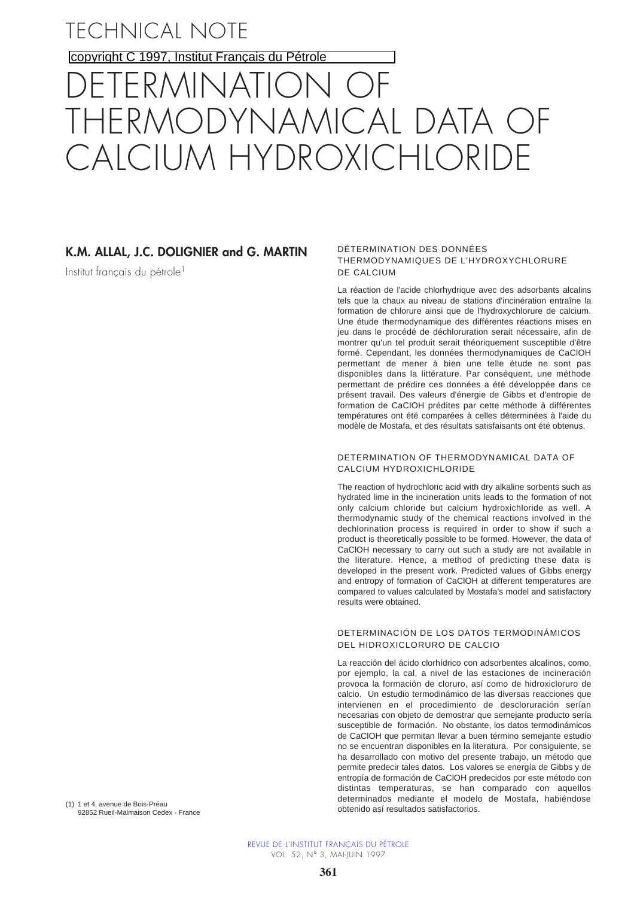TECHNICAL NOTE

copyright C 1997, Institut Français du Pétrole

# DETERMINATION OF THERMODYNAMICAL DATA OF CALCIUM HYDROXICHLORIDE

**K.M. ALLAL, J.C. DOLIGNIER and G. MARTIN**

Institut français du pétrole[1]

### DÉTERMINATION DES DONNÉES THERMODYNAMIQUES DE L'HYDROXYCHLORURE DE CALCIUM

La réaction de l'acide chlorhydrique avec des adsorbants alcalins tels que la chaux au niveau de stations d'incinération entraîne la formation de chlorure ainsi que de l'hydroxychlorure de calcium. Une étude thermodynamique des différentes réactions mises en jeu dans le procédé de déchloruration serait nécessaire, afin de montrer qu'un tel produit serait théoriquement susceptible d'être formé. Cependant, les données thermodynamiques de CaClOH permettant de mener à bien une telle étude ne sont pas disponibles dans la littérature. Par conséquent, une méthode permettant de prédire ces données a été développée dans ce présent travail. Des valeurs d'énergie de Gibbs et d'entropie de formation de CaClOH prédites par cette méthode à différentes températures ont été comparées à celles déterminées à l'aide du modèle de Mostafa, et des résultats satisfaisants ont été obtenus.

### DETERMINATION OF THERMODYNAMICAL DATA OF CALCIUM HYDROXICHLORIDE

The reaction of hydrochloric acid with dry alkaline sorbents such as hydrated lime in the incineration units leads to the formation of not only calcium chloride but calcium hydroxichloride as well. A thermodynamic study of the chemical reactions involved in the dechlorination process is required in order to show if such a product is theoretically possible to be formed. However, the data of CaClOH necessary to carry out such a study are not available in the literature. Hence, a method of predicting these data is developed in the present work. Predicted values of Gibbs energy and entropy of formation of CaClOH at different temperatures are compared to values calculated by Mostafa's model and satisfactory results were obtained.

### DETERMINACIÓN DE LOS DATOS TERMODINÁMICOS DEL HIDROXICLORURO DE CALCIO

La reacción del ácido clorhídrico con adsorbentes alcalinos, como, por ejemplo, la cal, a nivel de las estaciones de incineración provoca la formación de cloruro, así como de hidroxicloruro de calcio. Un estudio termodinámico de las diversas reacciones que intervienen en el procedimiento de descloruración serían necesarias con objeto de demostrar que semejante producto sería susceptible de formación. No obstante, los datos termodinámicos de CaClOH que permitan llevar a buen término semejante estudio no se encuentran disponibles en la literatura. Por consiguiente, se ha desarrollado con motivo del presente trabajo, un método que permite predecir tales datos. Los valores se energía de Gibbs y de entropía de formación de CaClOH predecidos por este método con distintas temperaturas, se han comparado con aquellos determinados mediante el modelo de Mostafa, habiéndose obtenido así resultados satisfactorios.

(1) 1 et 4, avenue de Bois-Préau
92852 Rueil-Malmaison Cedex - France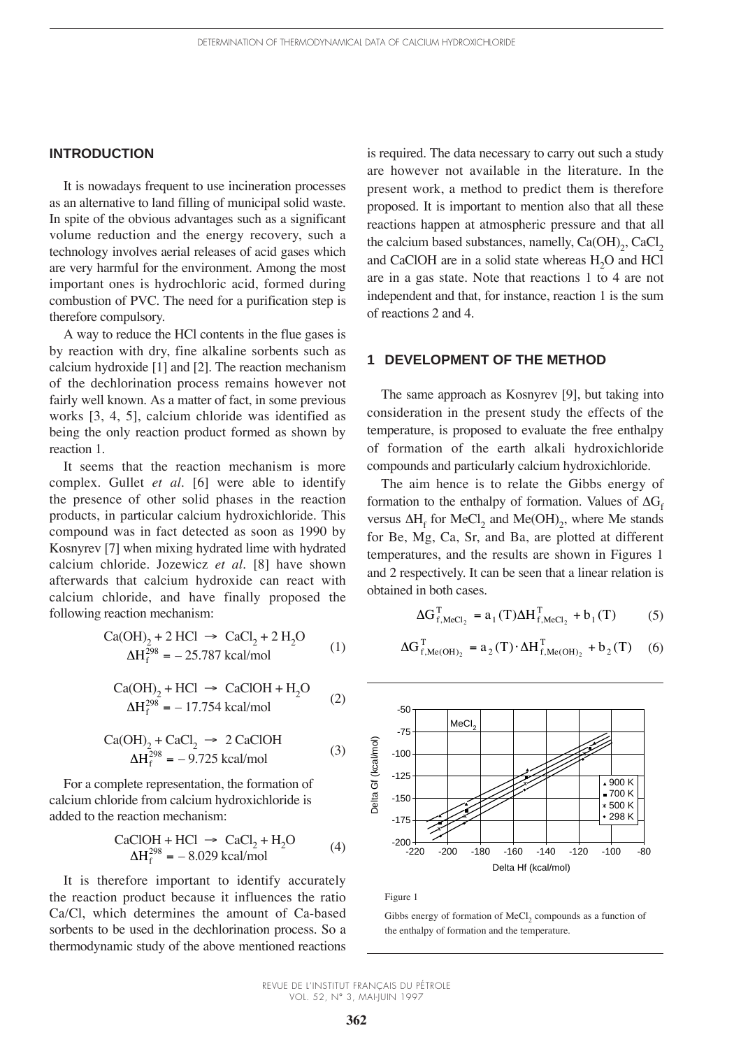## INTRODUCTION

It is nowadays frequent to use incineration processes as an alternative to land filling of municipal solid waste. In spite of the obvious advantages such as a significant volume reduction and the energy recovery, such a technology involves aerial releases of acid gases which are very harmful for the environment. Among the most important ones is hydrochloric acid, formed during combustion of PVC. The need for a purification step is therefore compulsory.

A way to reduce the HCl contents in the flue gases is by reaction with dry, fine alkaline sorbents such as calcium hydroxide [1] and [2]. The reaction mechanism of the dechlorination process remains however not fairly well known. As a matter of fact, in some previous works [3, 4, 5], calcium chloride was identified as being the only reaction product formed as shown by reaction 1.

It seems that the reaction mechanism is more complex. Gullet *et al*. [6] were able to identify the presence of other solid phases in the reaction products, in particular calcium hydroxichloride. This compound was in fact detected as soon as 1990 by Kosnyrev [7] when mixing hydrated lime with hydrated calcium chloride. Jozewicz *et al*. [8] have shown afterwards that calcium hydroxide can react with calcium chloride, and have finally proposed the following reaction mechanism:

$$Ca(OH)_2 + 2\,HCl \rightarrow CaCl_2 + 2\,H_2O \qquad \Delta H_f^{298} = -25.787 \text{ kcal/mol} \tag{1}$$

$$Ca(OH)_2 + HCl \rightarrow CaClOH + H_2O \qquad \Delta H_f^{298} = -17.754 \text{ kcal/mol} \tag{2}$$

$$Ca(OH)_2 + CaCl_2 \rightarrow 2\,CaClOH \qquad \Delta H_f^{298} = -9.725 \text{ kcal/mol} \tag{3}$$

For a complete representation, the formation of calcium chloride from calcium hydroxichloride is added to the reaction mechanism:

$$CaClOH + HCl \rightarrow CaCl_2 + H_2O \qquad \Delta H_f^{298} = -8.029 \text{ kcal/mol} \tag{4}$$

It is therefore important to identify accurately the reaction product because it influences the ratio Ca/Cl, which determines the amount of Ca-based sorbents to be used in the dechlorination process. So a thermodynamic study of the above mentioned reactions is required. The data necessary to carry out such a study are however not available in the literature. In the present work, a method to predict them is therefore proposed. It is important to mention also that all these reactions happen at atmospheric pressure and that all the calcium based substances, namelly, $Ca(OH)_2$, $CaCl_2$ and CaClOH are in a solid state whereas $H_2O$ and HCl are in a gas state. Note that reactions 1 to 4 are not independent and that, for instance, reaction 1 is the sum of reactions 2 and 4.

## 1 DEVELOPMENT OF THE METHOD

The same approach as Kosnyrev [9], but taking into consideration in the present study the effects of the temperature, is proposed to evaluate the free enthalpy of formation of the earth alkali hydroxichloride compounds and particularly calcium hydroxichloride.

The aim hence is to relate the Gibbs energy of formation to the enthalpy of formation. Values of $\Delta G_f$ versus $\Delta H_f$ for $MeCl_2$ and $Me(OH)_2$, where Me stands for Be, Mg, Ca, Sr, and Ba, are plotted at different temperatures, and the results are shown in Figures 1 and 2 respectively. It can be seen that a linear relation is obtained in both cases.

$$\Delta G^{T}_{f,MeCl_2} = a_1(T)\Delta H^{T}_{f,MeCl_2} + b_1(T) \tag{5}$$

$$\Delta G^{T}_{f,Me(OH)_2} = a_2(T)\cdot\Delta H^{T}_{f,Me(OH)_2} + b_2(T) \tag{6}$$

Figure 1

Gibbs energy of formation of $MeCl_2$ compounds as a function of the enthalpy of formation and the temperature.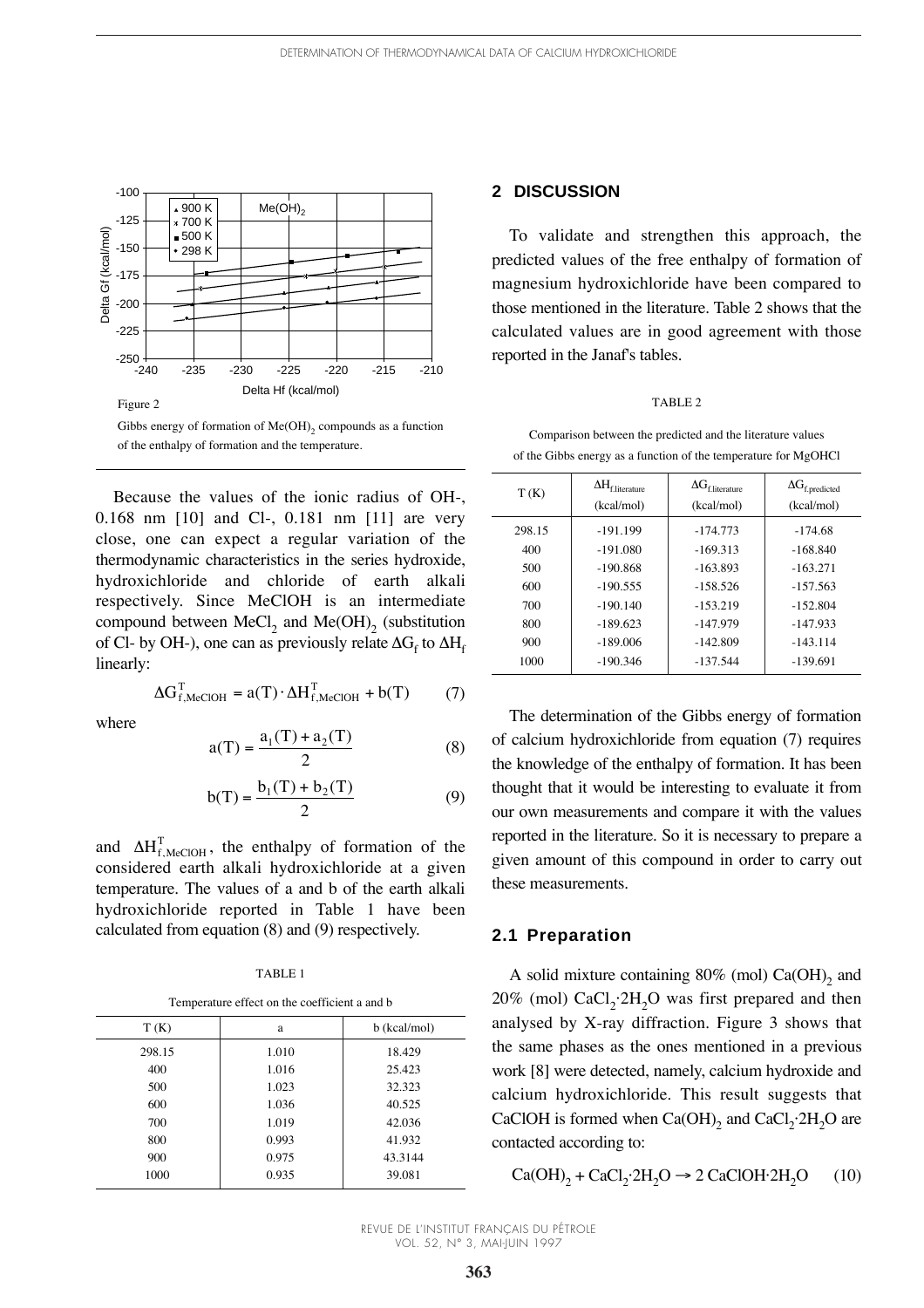Figure 2

Gibbs energy of formation of $Me(OH)_2$ compounds as a function of the enthalpy of formation and the temperature.

Because the values of the ionic radius of OH-, 0.168 nm [10] and Cl-, 0.181 nm [11] are very close, one can expect a regular variation of the thermodynamic characteristics in the series hydroxide, hydroxichloride and chloride of earth alkali respectively. Since MeClOH is an intermediate compound between $MeCl_2$ and $Me(OH)_2$ (substitution of Cl- by OH-), one can as previously relate $\Delta G_f$ to $\Delta H_f$ linearly:

$$\Delta G^T_{f,MeClOH} = a(T) \cdot \Delta H^T_{f,MeClOH} + b(T) \qquad (7)$$

where

$$a(T) = \frac{a_1(T) + a_2(T)}{2} \qquad (8)$$

$$b(T) = \frac{b_1(T) + b_2(T)}{2} \qquad (9)$$

and $\Delta H^T_{f,MeClOH}$, the enthalpy of formation of the considered earth alkali hydroxichloride at a given temperature. The values of a and b of the earth alkali hydroxichloride reported in Table 1 have been calculated from equation (8) and (9) respectively.

TABLE 1

Temperature effect on the coefficient a and b

| T (K) | a | b (kcal/mol) |
|---|---|---|
| 298.15 | 1.010 | 18.429 |
| 400 | 1.016 | 25.423 |
| 500 | 1.023 | 32.323 |
| 600 | 1.036 | 40.525 |
| 700 | 1.019 | 42.036 |
| 800 | 0.993 | 41.932 |
| 900 | 0.975 | 43.3144 |
| 1000 | 0.935 | 39.081 |

## 2 DISCUSSION

To validate and strengthen this approach, the predicted values of the free enthalpy of formation of magnesium hydroxichloride have been compared to those mentioned in the literature. Table 2 shows that the calculated values are in good agreement with those reported in the Janaf's tables.

TABLE 2

Comparison between the predicted and the literature values of the Gibbs energy as a function of the temperature for MgOHCl

| T (K) | $\Delta H_{f,literature}$ (kcal/mol) | $\Delta G_{f,literature}$ (kcal/mol) | $\Delta G_{f,predicted}$ (kcal/mol) |
|---|---|---|---|
| 298.15 | -191.199 | -174.773 | -174.68 |
| 400 | -191.080 | -169.313 | -168.840 |
| 500 | -190.868 | -163.893 | -163.271 |
| 600 | -190.555 | -158.526 | -157.563 |
| 700 | -190.140 | -153.219 | -152.804 |
| 800 | -189.623 | -147.979 | -147.933 |
| 900 | -189.006 | -142.809 | -143.114 |
| 1000 | -190.346 | -137.544 | -139.691 |

The determination of the Gibbs energy of formation of calcium hydroxichloride from equation (7) requires the knowledge of the enthalpy of formation. It has been thought that it would be interesting to evaluate it from our own measurements and compare it with the values reported in the literature. So it is necessary to prepare a given amount of this compound in order to carry out these measurements.

### 2.1 Preparation

A solid mixture containing 80% (mol) $Ca(OH)_2$ and 20% (mol) $CaCl_2 \cdot 2H_2O$ was first prepared and then analysed by X-ray diffraction. Figure 3 shows that the same phases as the ones mentioned in a previous work [8] were detected, namely, calcium hydroxide and calcium hydroxichloride. This result suggests that CaClOH is formed when $Ca(OH)_2$ and $CaCl_2 \cdot 2H_2O$ are contacted according to:

$$Ca(OH)_2 + CaCl_2 \cdot 2H_2O \rightarrow 2\ CaClOH \cdot 2H_2O \qquad (10)$$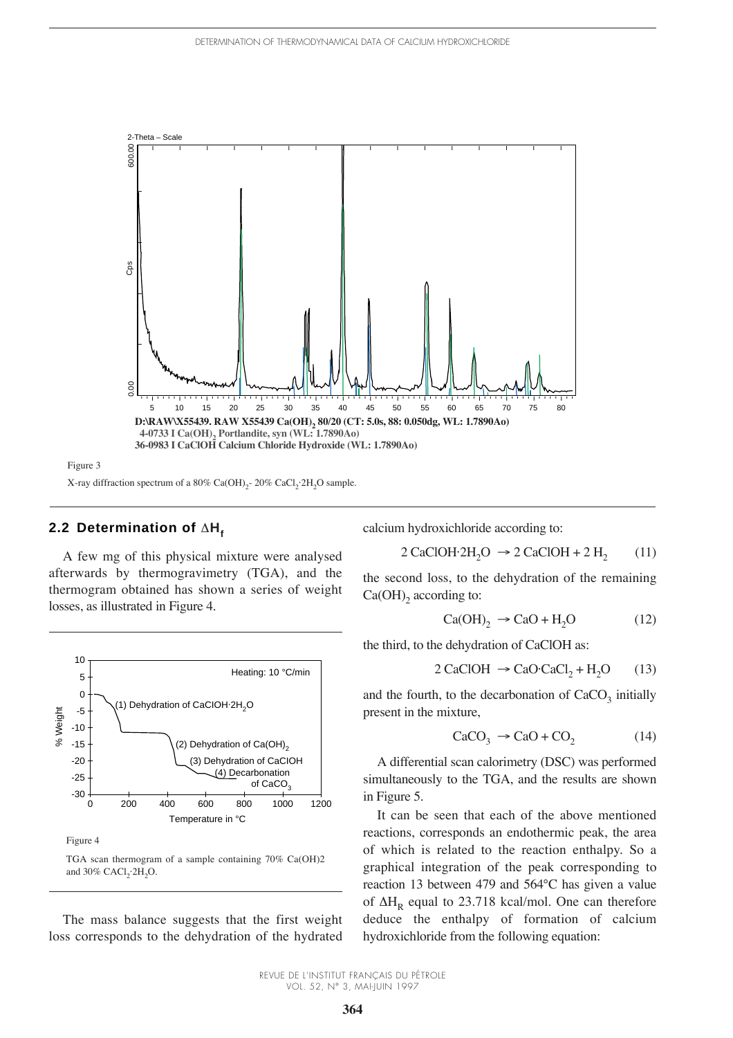Figure 3

X-ray diffraction spectrum of a 80% $Ca(OH)_2$- 20% $CaCl_2{\cdot}2H_2O$ sample.

## 2.2 Determination of $\Delta H_f$

A few mg of this physical mixture were analysed afterwards by thermogravimetry (TGA), and the thermogram obtained has shown a series of weight losses, as illustrated in Figure 4.

Figure 4

TGA scan thermogram of a sample containing 70% Ca(OH)2 and 30% $CACl_2{\cdot}2H_2O$.

The mass balance suggests that the first weight loss corresponds to the dehydration of the hydrated calcium hydroxichloride according to:

$$2\ CaClOH{\cdot}2H_2O\ \rightarrow 2\ CaClOH + 2\ H_2 \qquad (11)$$

the second loss, to the dehydration of the remaining $Ca(OH)_2$ according to:

$$Ca(OH)_2\ \rightarrow CaO + H_2O \qquad (12)$$

the third, to the dehydration of CaClOH as:

$$2\ CaClOH\ \rightarrow CaO{\cdot}CaCl_2 + H_2O \qquad (13)$$

and the fourth, to the decarbonation of $CaCO_3$ initially present in the mixture,

$$CaCO_3\ \rightarrow CaO + CO_2 \qquad (14)$$

A differential scan calorimetry (DSC) was performed simultaneously to the TGA, and the results are shown in Figure 5.

It can be seen that each of the above mentioned reactions, corresponds an endothermic peak, the area of which is related to the reaction enthalpy. So a graphical integration of the peak corresponding to reaction 13 between 479 and 564°C has given a value of $\Delta H_R$ equal to 23.718 kcal/mol. One can therefore deduce the enthalpy of formation of calcium hydroxichloride from the following equation: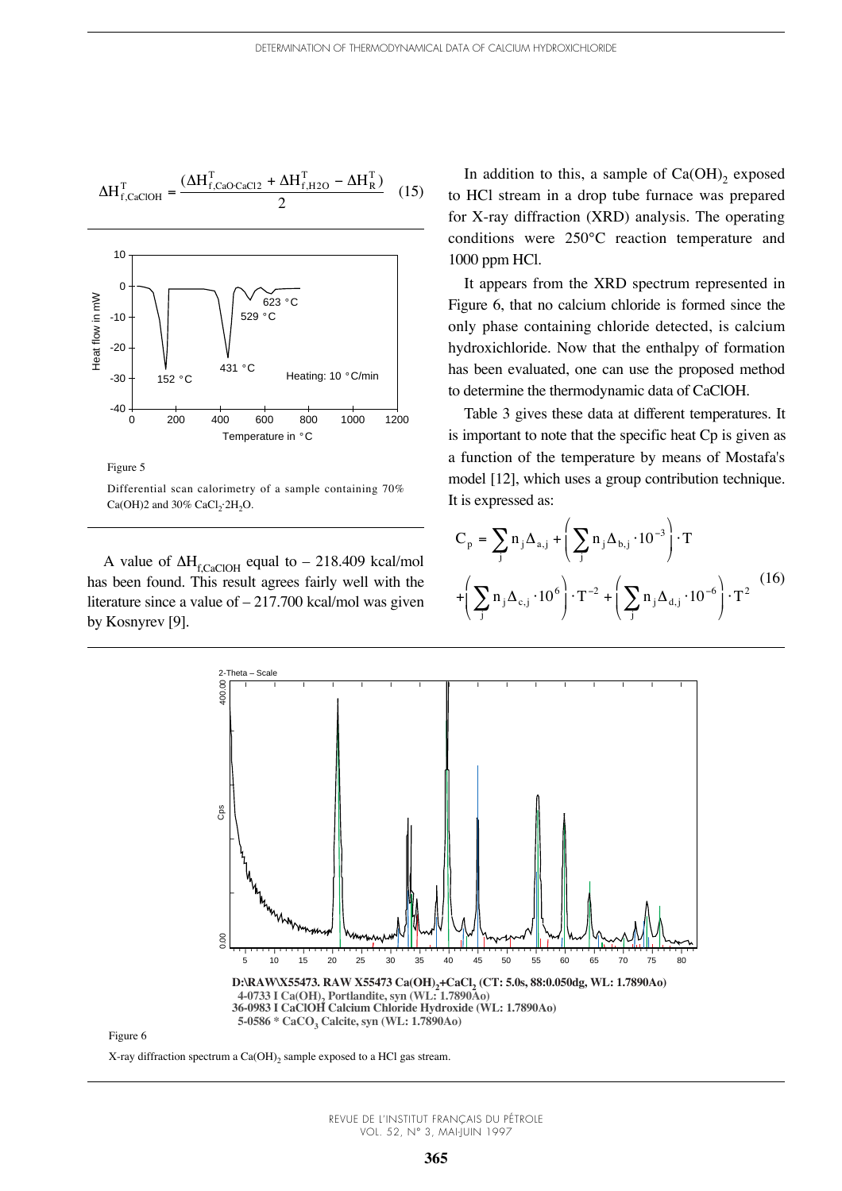$$\Delta H^{T}_{f,CaClOH} = \frac{(\Delta H^{T}_{f,CaO\cdot CaCl2} + \Delta H^{T}_{f,H2O} - \Delta H^{T}_{R})}{2} \quad (15)$$

Figure 5

Differential scan calorimetry of a sample containing 70% Ca(OH)2 and 30% $CaCl_2 \cdot 2H_2O$.

A value of $\Delta H_{f,CaClOH}$ equal to – 218.409 kcal/mol has been found. This result agrees fairly well with the literature since a value of – 217.700 kcal/mol was given by Kosnyrev [9].

In addition to this, a sample of $Ca(OH)_2$ exposed to HCl stream in a drop tube furnace was prepared for X-ray diffraction (XRD) analysis. The operating conditions were 250°C reaction temperature and 1000 ppm HCl.

It appears from the XRD spectrum represented in Figure 6, that no calcium chloride is formed since the only phase containing chloride detected, is calcium hydroxichloride. Now that the enthalpy of formation has been evaluated, one can use the proposed method to determine the thermodynamic data of CaClOH.

Table 3 gives these data at different temperatures. It is important to note that the specific heat Cp is given as a function of the temperature by means of Mostafa's model [12], which uses a group contribution technique. It is expressed as:

$$C_p = \sum_j n_j \Delta_{a,j} + \left( \sum_j n_j \Delta_{b,j} \cdot 10^{-3} \right) \cdot T + \left( \sum_j n_j \Delta_{c,j} \cdot 10^{6} \right) \cdot T^{-2} + \left( \sum_j n_j \Delta_{d,j} \cdot 10^{-6} \right) \cdot T^{2} \quad (16)$$

D:\RAW\X55473. RAW X55473 $Ca(OH)_2$+$CaCl_2$ (CT: 5.0s, 88:0.050dg, WL: 1.7890Ao)
4-0733 I $Ca(OH)_2$ Portlandite, syn (WL: 1.7890Ao)
36-0983 I CaClOH Calcium Chloride Hydroxide (WL: 1.7890Ao)
5-0586 * $CaCO_3$ Calcite, syn (WL: 1.7890Ao)

Figure 6

X-ray diffraction spectrum a $Ca(OH)_2$ sample exposed to a HCl gas stream.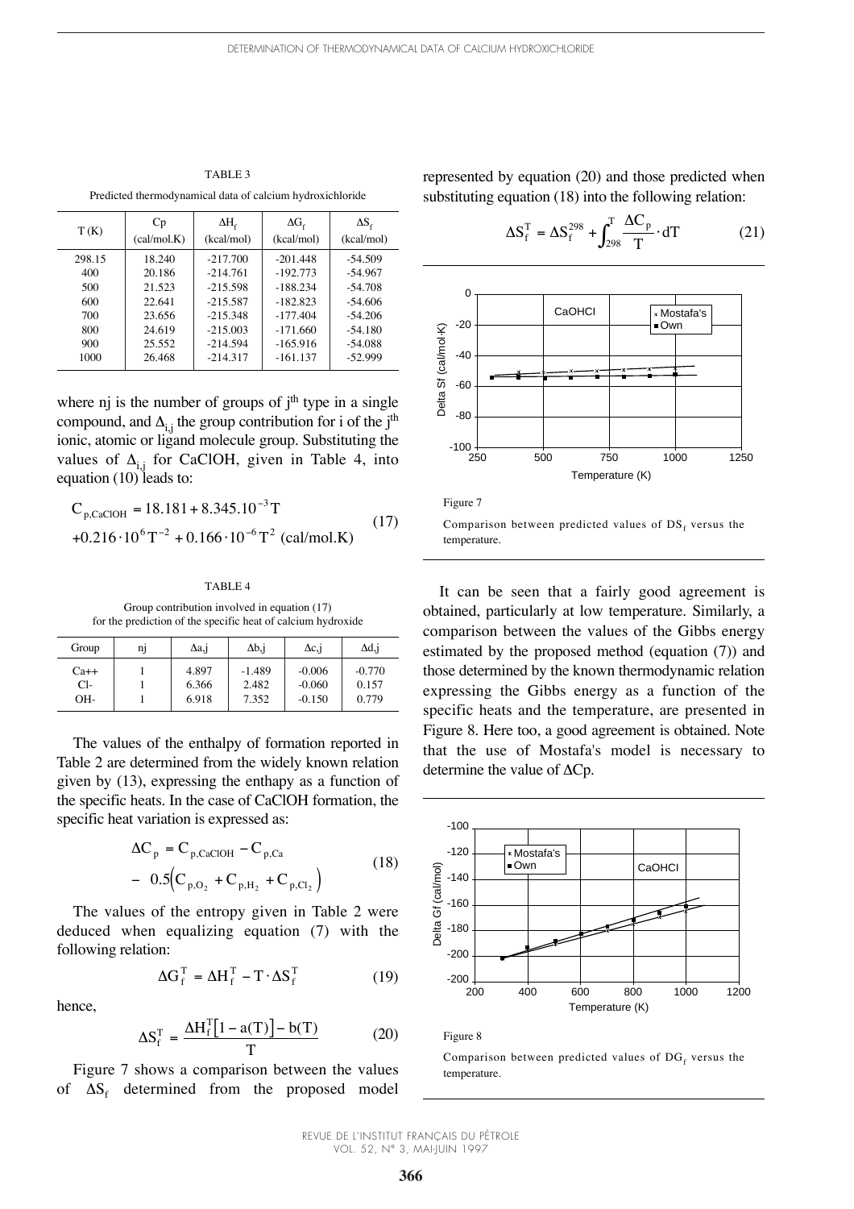TABLE 3

Predicted thermodynamical data of calcium hydroxichloride

| T (K) | Cp (cal/mol.K) | $\Delta H_f$ (kcal/mol) | $\Delta G_f$ (kcal/mol) | $\Delta S_f$ (kcal/mol) |
|---|---|---|---|---|
| 298.15 | 18.240 | -217.700 | -201.448 | -54.509 |
| 400 | 20.186 | -214.761 | -192.773 | -54.967 |
| 500 | 21.523 | -215.598 | -188.234 | -54.708 |
| 600 | 22.641 | -215.587 | -182.823 | -54.606 |
| 700 | 23.656 | -215.348 | -177.404 | -54.206 |
| 800 | 24.619 | -215.003 | -171.660 | -54.180 |
| 900 | 25.552 | -214.594 | -165.916 | -54.088 |
| 1000 | 26.468 | -214.317 | -161.137 | -52.999 |

where nj is the number of groups of j[th] type in a single compound, and $\Delta_{i,j}$ the group contribution for i of the j[th] ionic, atomic or ligand molecule group. Substituting the values of $\Delta_{i,j}$ for CaClOH, given in Table 4, into equation (10) leads to:

$$C_{p,CaClOH} = 18.181 + 8.345.10^{-3}T + 0.216 \cdot 10^{6} T^{-2} + 0.166 \cdot 10^{-6} T^{2} \text{ (cal/mol.K)} \quad (17)$$

TABLE 4

Group contribution involved in equation (17) for the prediction of the specific heat of calcium hydroxide

| Group | nj | $\Delta$a,j | $\Delta$b,j | $\Delta$c,j | $\Delta$d,j |
|---|---|---|---|---|---|
| Ca++ | 1 | 4.897 | -1.489 | -0.006 | -0.770 |
| Cl- | 1 | 6.366 | 2.482 | -0.060 | 0.157 |
| OH- | 1 | 6.918 | 7.352 | -0.150 | 0.779 |

The values of the enthalpy of formation reported in Table 2 are determined from the widely known relation given by (13), expressing the enthapy as a function of the specific heats. In the case of CaClOH formation, the specific heat variation is expressed as:

$$\Delta C_p = C_{p,CaClOH} - C_{p,Ca} - 0.5\left(C_{p,O_2} + C_{p,H_2} + C_{p,Cl_2}\right) \quad (18)$$

The values of the entropy given in Table 2 were deduced when equalizing equation (7) with the following relation:

$$\Delta G_f^T = \Delta H_f^T - T \cdot \Delta S_f^T \quad (19)$$

hence,

$$\Delta S_f^T = \frac{\Delta H_f^T\left[1 - a(T)\right] - b(T)}{T} \quad (20)$$

Figure 7 shows a comparison between the values of $\Delta S_f$ determined from the proposed model represented by equation (20) and those predicted when substituting equation (18) into the following relation:

$$\Delta S_f^T = \Delta S_f^{298} + \int_{298}^{T} \frac{\Delta C_p}{T} \cdot dT \quad (21)$$

Figure 7

Comparison between predicted values of $DS_f$ versus the temperature.

It can be seen that a fairly good agreement is obtained, particularly at low temperature. Similarly, a comparison between the values of the Gibbs energy estimated by the proposed method (equation (7)) and those determined by the known thermodynamic relation expressing the Gibbs energy as a function of the specific heats and the temperature, are presented in Figure 8. Here too, a good agreement is obtained. Note that the use of Mostafa's model is necessary to determine the value of $\Delta$Cp.

Figure 8

Comparison between predicted values of $DG_f$ versus the temperature.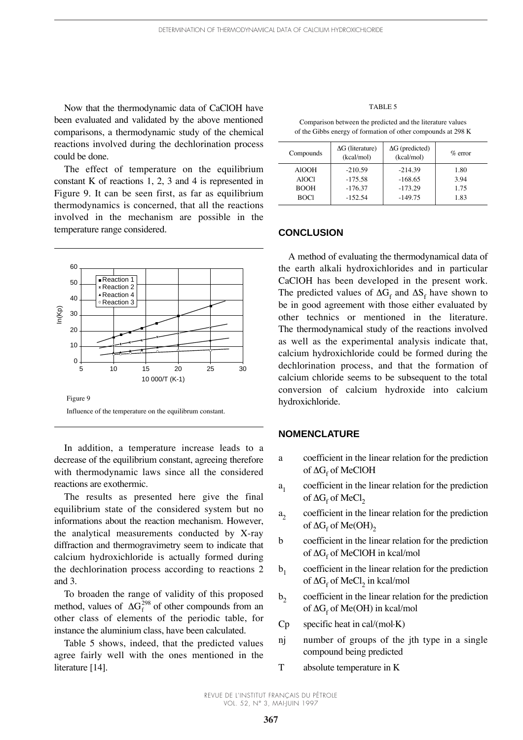Now that the thermodynamic data of CaClOH have been evaluated and validated by the above mentioned comparisons, a thermodynamic study of the chemical reactions involved during the dechlorination process could be done.

The effect of temperature on the equilibrium constant K of reactions 1, 2, 3 and 4 is represented in Figure 9. It can be seen first, as far as equilibrium thermodynamics is concerned, that all the reactions involved in the mechanism are possible in the temperature range considered.

Figure 9

Influence of the temperature on the equilibrum constant.

In addition, a temperature increase leads to a decrease of the equilibrium constant, agreeing therefore with thermodynamic laws since all the considered reactions are exothermic.

The results as presented here give the final equilibrium state of the considered system but no informations about the reaction mechanism. However, the analytical measurements conducted by X-ray diffraction and thermogravimetry seem to indicate that calcium hydroxichloride is actually formed during the dechlorination process according to reactions 2 and 3.

To broaden the range of validity of this proposed method, values of $\Delta G_f^{298}$ of other compounds from an other class of elements of the periodic table, for instance the aluminium class, have been calculated.

Table 5 shows, indeed, that the predicted values agree fairly well with the ones mentioned in the literature [14].

TABLE 5

Comparison between the predicted and the literature values of the Gibbs energy of formation of other compounds at 298 K

| Compounds | ΔG (literature) (kcal/mol) | ΔG (predicted) (kcal/mol) | % error |
|---|---|---|---|
| AlOOH | -210.59 | -214.39 | 1.80 |
| AlOCl | -175.58 | -168.65 | 3.94 |
| BOOH | -176.37 | -173.29 | 1.75 |
| BOCl | -152.54 | -149.75 | 1.83 |

## CONCLUSION

A method of evaluating the thermodynamical data of the earth alkali hydroxichlorides and in particular CaClOH has been developed in the present work. The predicted values of $\Delta G_f$ and $\Delta S_f$ have shown to be in good agreement with those either evaluated by other technics or mentioned in the literature. The thermodynamical study of the reactions involved as well as the experimental analysis indicate that, calcium hydroxichloride could be formed during the dechlorination process, and that the formation of calcium chloride seems to be subsequent to the total conversion of calcium hydroxide into calcium hydroxichloride.

## NOMENCLATURE

- a — coefficient in the linear relation for the prediction of $\Delta G_f$ of MeClOH
- $a_1$ — coefficient in the linear relation for the prediction of $\Delta G_f$ of $MeCl_2$
- $a_2$ — coefficient in the linear relation for the prediction of $\Delta G_f$ of $Me(OH)_2$
- b — coefficient in the linear relation for the prediction of $\Delta G_f$ of MeClOH in kcal/mol
- $b_1$ — coefficient in the linear relation for the prediction of $\Delta G_f$ of $MeCl_2$ in kcal/mol
- $b_2$ — coefficient in the linear relation for the prediction of $\Delta G_f$ of Me(OH) in kcal/mol
- Cp — specific heat in cal/(mol·K)
- nj — number of groups of the jth type in a single compound being predicted
- T — absolute temperature in K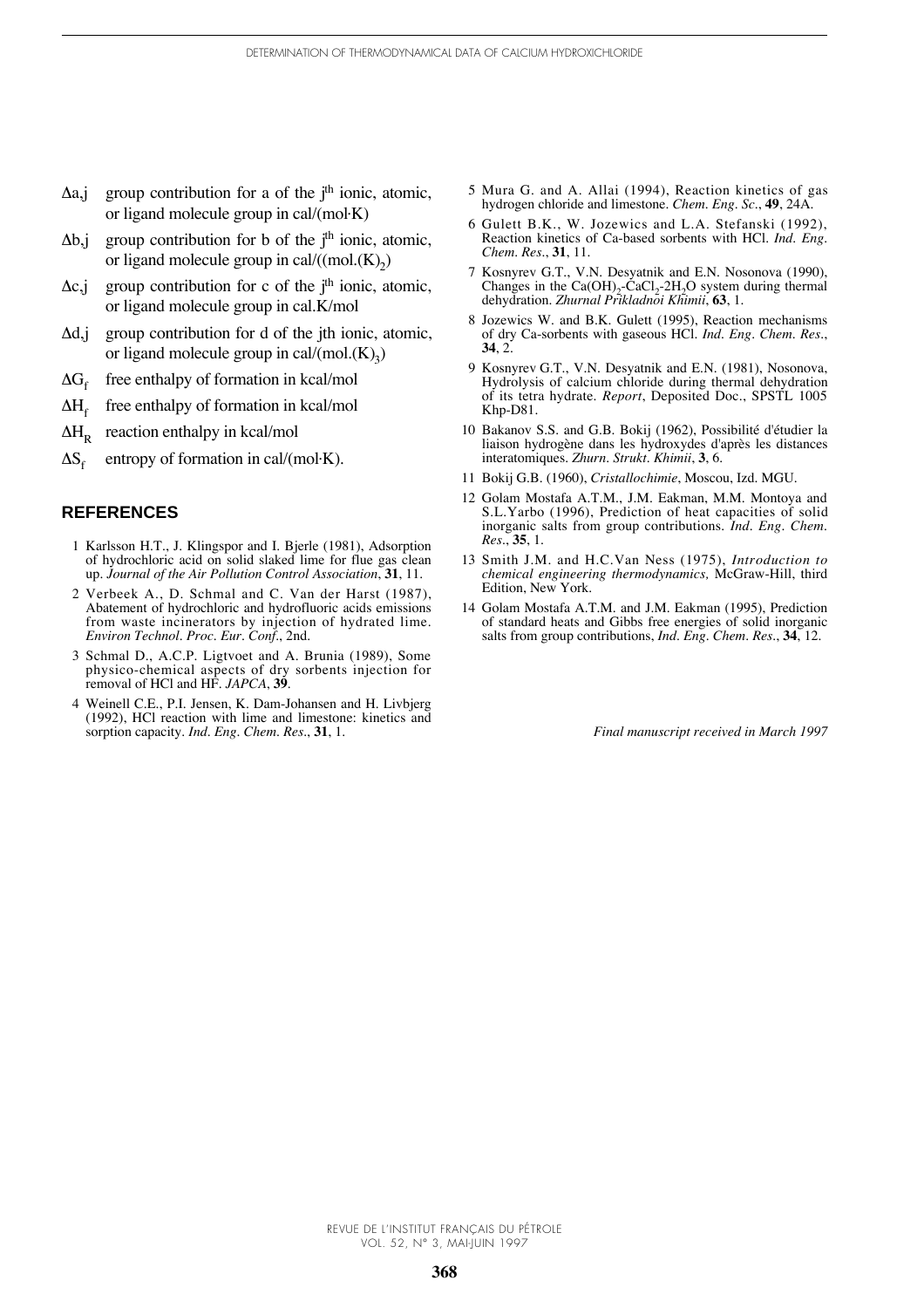$\Delta a,j$ group contribution for a of the j[th] ionic, atomic, or ligand molecule group in cal/(mol·K)

$\Delta b,j$ group contribution for b of the j[th] ionic, atomic, or ligand molecule group in cal/((mol.(K)$_2$)

$\Delta c,j$ group contribution for c of the j[th] ionic, atomic, or ligand molecule group in cal.K/mol

$\Delta d,j$ group contribution for d of the jth ionic, atomic, or ligand molecule group in cal/(mol.(K)$_3$)

$\Delta G_f$ free enthalpy of formation in kcal/mol

$\Delta H_f$ free enthalpy of formation in kcal/mol

$\Delta H_R$ reaction enthalpy in kcal/mol

$\Delta S_f$ entropy of formation in cal/(mol·K).

## REFERENCES

1 Karlsson H.T., J. Klingspor and I. Bjerle (1981), Adsorption of hydrochloric acid on solid slaked lime for flue gas clean up. *Journal of the Air Pollution Control Association*, **31**, 11.

2 Verbeek A., D. Schmal and C. Van der Harst (1987), Abatement of hydrochloric and hydrofluoric acids emissions from waste incinerators by injection of hydrated lime. *Environ Technol. Proc. Eur. Conf.*, 2nd.

3 Schmal D., A.C.P. Ligtvoet and A. Brunia (1989), Some physico-chemical aspects of dry sorbents injection for removal of HCl and HF. *JAPCA*, **39**.

4 Weinell C.E., P.I. Jensen, K. Dam-Johansen and H. Livbjerg (1992), HCl reaction with lime and limestone: kinetics and sorption capacity. *Ind. Eng. Chem. Res.*, **31**, 1.

5 Mura G. and A. Allai (1994), Reaction kinetics of gas hydrogen chloride and limestone. *Chem. Eng. Sc.*, **49**, 24A.

6 Gulett B.K., W. Jozewics and L.A. Stefanski (1992), Reaction kinetics of Ca-based sorbents with HCl. *Ind. Eng. Chem. Res.*, **31**, 11.

7 Kosnyrev G.T., V.N. Desyatnik and E.N. Nosonova (1990), Changes in the $Ca(OH)_2$-$CaCl_2$-$2H_2O$ system during thermal dehydration. *Zhurnal Prikladnoi Khimii*, **63**, 1.

8 Jozewics W. and B.K. Gulett (1995), Reaction mechanisms of dry Ca-sorbents with gaseous HCl. *Ind. Eng. Chem. Res.*, **34**, 2.

9 Kosnyrev G.T., V.N. Desyatnik and E.N. (1981), Nosonova, Hydrolysis of calcium chloride during thermal dehydration of its tetra hydrate. *Report*, Deposited Doc., SPSTL 1005 Khp-D81.

10 Bakanov S.S. and G.B. Bokij (1962), Possibilité d'étudier la liaison hydrogène dans les hydroxydes d'après les distances interatomiques. *Zhurn. Strukt. Khimii*, **3**, 6.

11 Bokij G.B. (1960), *Cristallochimie*, Moscou, Izd. MGU.

12 Golam Mostafa A.T.M., J.M. Eakman, M.M. Montoya and S.L.Yarbo (1996), Prediction of heat capacities of solid inorganic salts from group contributions. *Ind. Eng. Chem. Res.*, **35**, 1.

13 Smith J.M. and H.C.Van Ness (1975), *Introduction to chemical engineering thermodynamics,* McGraw-Hill, third Edition, New York.

14 Golam Mostafa A.T.M. and J.M. Eakman (1995), Prediction of standard heats and Gibbs free energies of solid inorganic salts from group contributions, *Ind. Eng. Chem. Res.*, **34**, 12.

*Final manuscript received in March 1997*